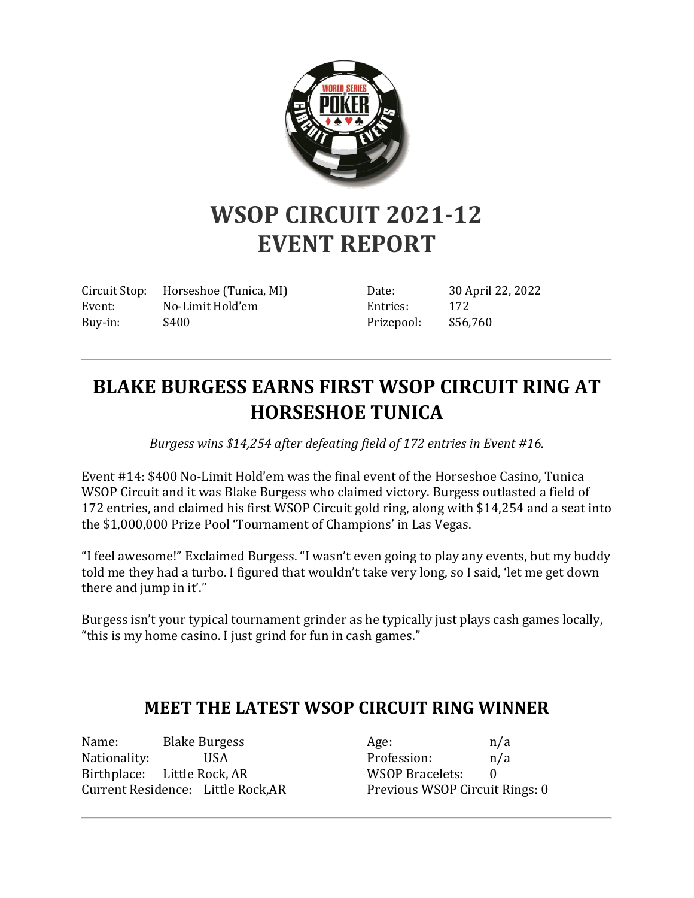# WSOP CIRCUIT 2021-12 EVENT REPORT

| Circuit Stop: | Horseshoe (Tunica, MI) | Date: | 30 April 22, 2022 |
|---|---|---|---|
| Event: | No-Limit Hold'em | Entries: | 172 |
| Buy-in: | $400 | Prizepool: | $56,760 |

---

## BLAKE BURGESS EARNS FIRST WSOP CIRCUIT RING AT HORSESHOE TUNICA

*Burgess wins $14,254 after defeating field of 172 entries in Event #16.*

Event #14: $400 No-Limit Hold'em was the final event of the Horseshoe Casino, Tunica WSOP Circuit and it was Blake Burgess who claimed victory. Burgess outlasted a field of 172 entries, and claimed his first WSOP Circuit gold ring, along with $14,254 and a seat into the $1,000,000 Prize Pool 'Tournament of Champions' in Las Vegas.

"I feel awesome!" Exclaimed Burgess. "I wasn't even going to play any events, but my buddy told me they had a turbo. I figured that wouldn't take very long, so I said, 'let me get down there and jump in it'."

Burgess isn't your typical tournament grinder as he typically just plays cash games locally, "this is my home casino. I just grind for fun in cash games."

## MEET THE LATEST WSOP CIRCUIT RING WINNER

| | | | |
|---|---|---|---|
| Name: | Blake Burgess | Age: | n/a |
| Nationality: | USA | Profession: | n/a |
| Birthplace: | Little Rock, AR | WSOP Bracelets: | 0 |
| Current Residence: | Little Rock,AR | Previous WSOP Circuit Rings: | 0 |

---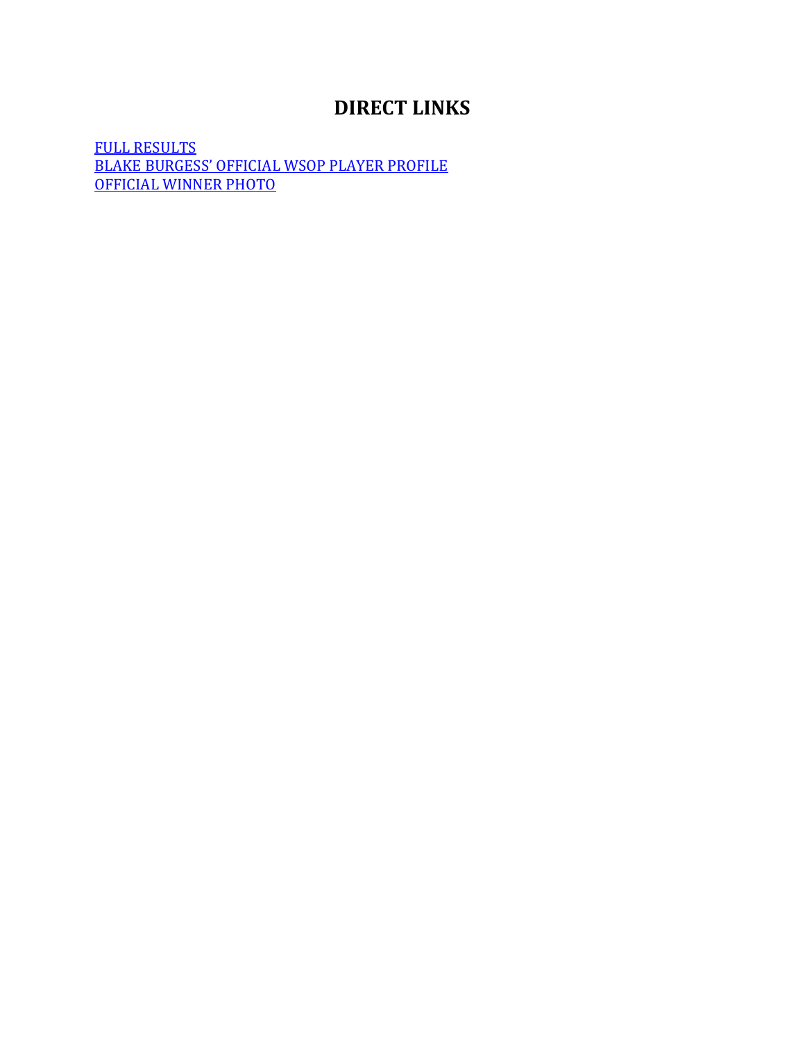## DIRECT LINKS

FULL RESULTS
BLAKE BURGESS' OFFICIAL WSOP PLAYER PROFILE
OFFICIAL WINNER PHOTO